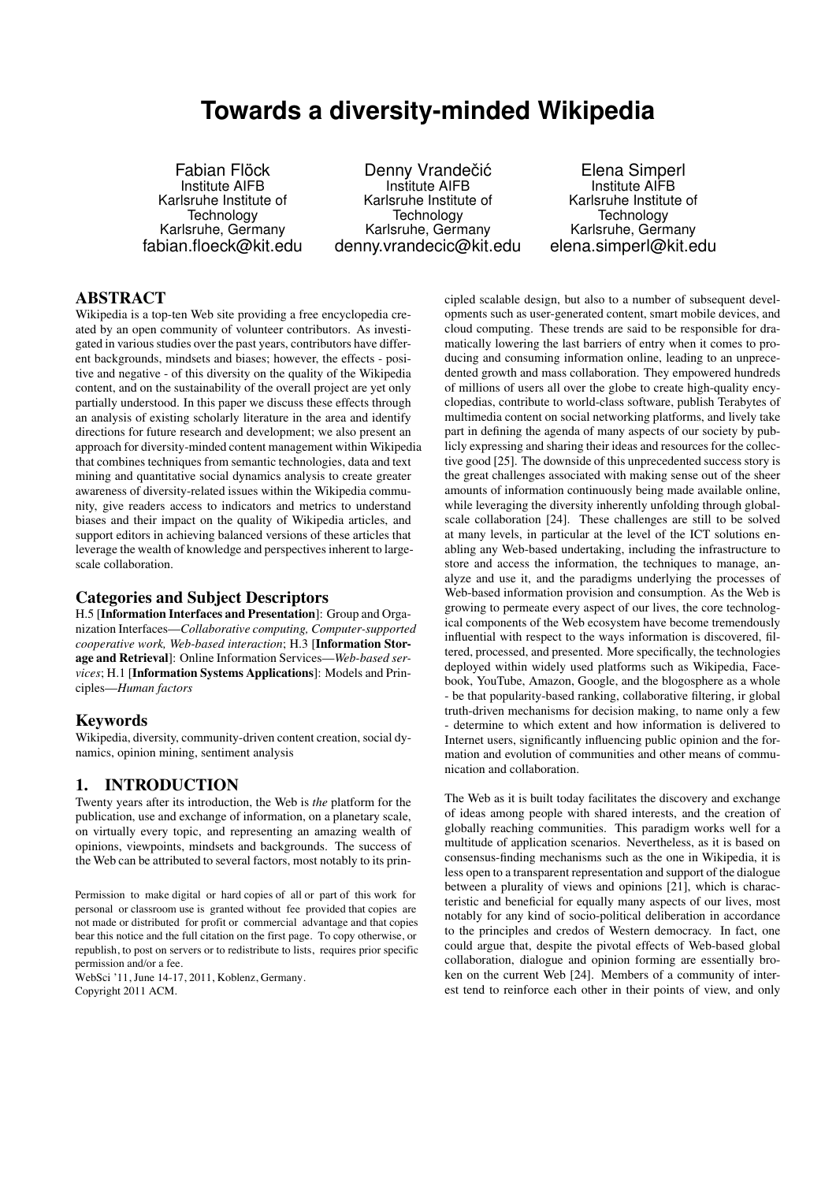# Towards a diversity-minded Wikipedia

Fabian Flöck
Institute AIFB
Karlsruhe Institute of Technology
Karlsruhe, Germany
fabian.floeck@kit.edu

Denny Vrandečić
Institute AIFB
Karlsruhe Institute of Technology
Karlsruhe, Germany
denny.vrandecic@kit.edu

Elena Simperl
Institute AIFB
Karlsruhe Institute of Technology
Karlsruhe, Germany
elena.simperl@kit.edu

## ABSTRACT

Wikipedia is a top-ten Web site providing a free encyclopedia created by an open community of volunteer contributors. As investigated in various studies over the past years, contributors have different backgrounds, mindsets and biases; however, the effects - positive and negative - of this diversity on the quality of the Wikipedia content, and on the sustainability of the overall project are yet only partially understood. In this paper we discuss these effects through an analysis of existing scholarly literature in the area and identify directions for future research and development; we also present an approach for diversity-minded content management within Wikipedia that combines techniques from semantic technologies, data and text mining and quantitative social dynamics analysis to create greater awareness of diversity-related issues within the Wikipedia community, give readers access to indicators and metrics to understand biases and their impact on the quality of Wikipedia articles, and support editors in achieving balanced versions of these articles that leverage the wealth of knowledge and perspectives inherent to large-scale collaboration.

## Categories and Subject Descriptors

H.5 [**Information Interfaces and Presentation**]: Group and Organization Interfaces—*Collaborative computing, Computer-supported cooperative work, Web-based interaction*; H.3 [**Information Storage and Retrieval**]: Online Information Services—*Web-based services*; H.1 [**Information Systems Applications**]: Models and Principles—*Human factors*

## Keywords

Wikipedia, diversity, community-driven content creation, social dynamics, opinion mining, sentiment analysis

## 1. INTRODUCTION

Twenty years after its introduction, the Web is *the* platform for the publication, use and exchange of information, on a planetary scale, on virtually every topic, and representing an amazing wealth of opinions, viewpoints, mindsets and backgrounds. The success of the Web can be attributed to several factors, most notably to its principled scalable design, but also to a number of subsequent developments such as user-generated content, smart mobile devices, and cloud computing. These trends are said to be responsible for dramatically lowering the last barriers of entry when it comes to producing and consuming information online, leading to an unprecedented growth and mass collaboration. They empowered hundreds of millions of users all over the globe to create high-quality encyclopedias, contribute to world-class software, publish Terabytes of multimedia content on social networking platforms, and lively take part in defining the agenda of many aspects of our society by publicly expressing and sharing their ideas and resources for the collective good [25]. The downside of this unprecedented success story is the great challenges associated with making sense out of the sheer amounts of information continuously being made available online, while leveraging the diversity inherently unfolding through global-scale collaboration [24]. These challenges are still to be solved at many levels, in particular at the level of the ICT solutions enabling any Web-based undertaking, including the infrastructure to store and access the information, the techniques to manage, analyze and use it, and the paradigms underlying the processes of Web-based information provision and consumption. As the Web is growing to permeate every aspect of our lives, the core technological components of the Web ecosystem have become tremendously influential with respect to the ways information is discovered, filtered, processed, and presented. More specifically, the technologies deployed within widely used platforms such as Wikipedia, Facebook, YouTube, Amazon, Google, and the blogosphere as a whole - be that popularity-based ranking, collaborative filtering, ir global truth-driven mechanisms for decision making, to name only a few - determine to which extent and how information is delivered to Internet users, significantly influencing public opinion and the formation and evolution of communities and other means of communication and collaboration.

The Web as it is built today facilitates the discovery and exchange of ideas among people with shared interests, and the creation of globally reaching communities. This paradigm works well for a multitude of application scenarios. Nevertheless, as it is based on consensus-finding mechanisms such as the one in Wikipedia, it is less open to a transparent representation and support of the dialogue between a plurality of views and opinions [21], which is characteristic and beneficial for equally many aspects of our lives, most notably for any kind of socio-political deliberation in accordance to the principles and credos of Western democracy. In fact, one could argue that, despite the pivotal effects of Web-based global collaboration, dialogue and opinion forming are essentially broken on the current Web [24]. Members of a community of interest tend to reinforce each other in their points of view, and only

Permission to make digital or hard copies of all or part of this work for personal or classroom use is granted without fee provided that copies are not made or distributed for profit or commercial advantage and that copies bear this notice and the full citation on the first page. To copy otherwise, or republish, to post on servers or to redistribute to lists, requires prior specific permission and/or a fee.
WebSci '11, June 14-17, 2011, Koblenz, Germany.
Copyright 2011 ACM.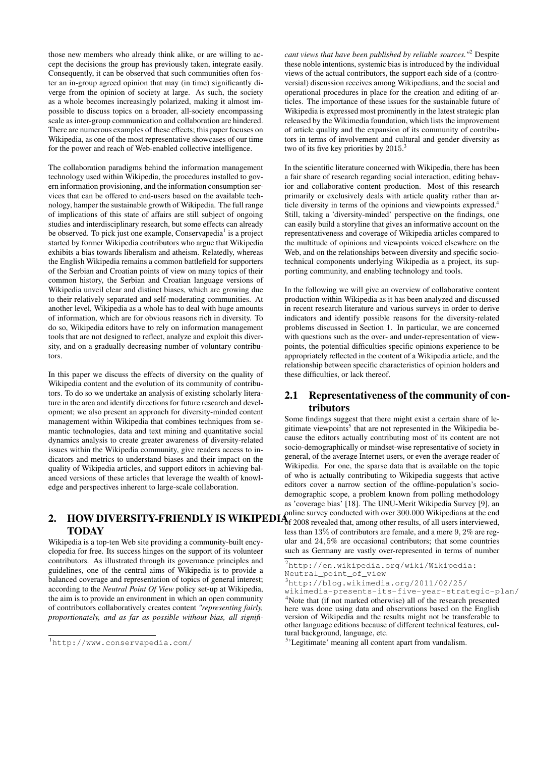those new members who already think alike, or are willing to accept the decisions the group has previously taken, integrate easily. Consequently, it can be observed that such communities often foster an in-group agreed opinion that may (in time) significantly diverge from the opinion of society at large. As such, the society as a whole becomes increasingly polarized, making it almost impossible to discuss topics on a broader, all-society encompassing scale as inter-group communication and collaboration are hindered. There are numerous examples of these effects; this paper focuses on Wikipedia, as one of the most representative showcases of our time for the power and reach of Web-enabled collective intelligence.

The collaboration paradigms behind the information management technology used within Wikipedia, the procedures installed to govern information provisioning, and the information consumption services that can be offered to end-users based on the available technology, hamper the sustainable growth of Wikipedia. The full range of implications of this state of affairs are still subject of ongoing studies and interdisciplinary research, but some effects can already be observed. To pick just one example, Conservapedia[1] is a project started by former Wikipedia contributors who argue that Wikipedia exhibits a bias towards liberalism and atheism. Relatedly, whereas the English Wikipedia remains a common battlefield for supporters of the Serbian and Croatian points of view on many topics of their common history, the Serbian and Croatian language versions of Wikipedia unveil clear and distinct biases, which are growing due to their relatively separated and self-moderating communities. At another level, Wikipedia as a whole has to deal with huge amounts of information, which are for obvious reasons rich in diversity. To do so, Wikipedia editors have to rely on information management tools that are not designed to reflect, analyze and exploit this diversity, and on a gradually decreasing number of voluntary contributors.

In this paper we discuss the effects of diversity on the quality of Wikipedia content and the evolution of its community of contributors. To do so we undertake an analysis of existing scholarly literature in the area and identify directions for future research and development; we also present an approach for diversity-minded content management within Wikipedia that combines techniques from semantic technologies, data and text mining and quantitative social dynamics analysis to create greater awareness of diversity-related issues within the Wikipedia community, give readers access to indicators and metrics to understand biases and their impact on the quality of Wikipedia articles, and support editors in achieving balanced versions of these articles that leverage the wealth of knowledge and perspectives inherent to large-scale collaboration.

## 2. HOW DIVERSITY-FRIENDLY IS WIKIPEDIA TODAY

Wikipedia is a top-ten Web site providing a community-built encyclopedia for free. Its success hinges on the support of its volunteer contributors. As illustrated through its governance principles and guidelines, one of the central aims of Wikipedia is to provide a balanced coverage and representation of topics of general interest; according to the *Neutral Point Of View* policy set-up at Wikipedia, the aim is to provide an environment in which an open community of contributors collaboratively creates content *"representing fairly, proportionately, and as far as possible without bias, all significant views that have been published by reliable sources."*[2] Despite these noble intentions, systemic bias is introduced by the individual views of the actual contributors, the support each side of a (controversial) discussion receives among Wikipedians, and the social and operational procedures in place for the creation and editing of articles. The importance of these issues for the sustainable future of Wikipedia is expressed most prominently in the latest strategic plan released by the Wikimedia foundation, which lists the improvement of article quality and the expansion of its community of contributors in terms of involvement and cultural and gender diversity as two of its five key priorities by 2015.[3]

In the scientific literature concerned with Wikipedia, there has been a fair share of research regarding social interaction, editing behavior and collaborative content production. Most of this research primarily or exclusively deals with article quality rather than article diversity in terms of the opinions and viewpoints expressed.[4] Still, taking a 'diversity-minded' perspective on the findings, one can easily build a storyline that gives an informative account on the representativeness and coverage of Wikipedia articles compared to the multitude of opinions and viewpoints voiced elsewhere on the Web, and on the relationships between diversity and specific socio-technical components underlying Wikipedia as a project, its supporting community, and enabling technology and tools.

In the following we will give an overview of collaborative content production within Wikipedia as it has been analyzed and discussed in recent research literature and various surveys in order to derive indicators and identify possible reasons for the diversity-related problems discussed in Section 1. In particular, we are concerned with questions such as the over- and under-representation of viewpoints, the potential difficulties specific opinions experience to be appropriately reflected in the content of a Wikipedia article, and the relationship between specific characteristics of opinion holders and these difficulties, or lack thereof.

### 2.1 Representativeness of the community of contributors

Some findings suggest that there might exist a certain share of legitimate viewpoints[5] that are not represented in the Wikipedia because the editors actually contributing most of its content are not socio-demographically or mindset-wise representative of society in general, of the average Internet users, or even the average reader of Wikipedia. For one, the sparse data that is available on the topic of who is actually contributing to Wikipedia suggests that active editors cover a narrow section of the offline-population's socio-demographic scope, a problem known from polling methodology as 'coverage bias' [18]. The UNU-Merit Wikipedia Survey [9], an online survey conducted with over 300.000 Wikipedians at the end of 2008 revealed that, among other results, of all users interviewed, less than $13\%$ of contributors are female, and a mere $9,2\%$ are regular and $24,5\%$ are occasional contributors; that some countries such as Germany are vastly over-represented in terms of number

[1] http://www.conservapedia.com/

[2] http://en.wikipedia.org/wiki/Wikipedia:Neutral_point_of_view

[3] http://blog.wikimedia.org/2011/02/25/wikimedia-presents-its-five-year-strategic-plan/

[4] Note that (if not marked otherwise) all of the research presented here was done using data and observations based on the English version of Wikipedia and the results might not be transferable to other language editions because of different technical features, cultural background, language, etc.

[5] 'Legitimate' meaning all content apart from vandalism.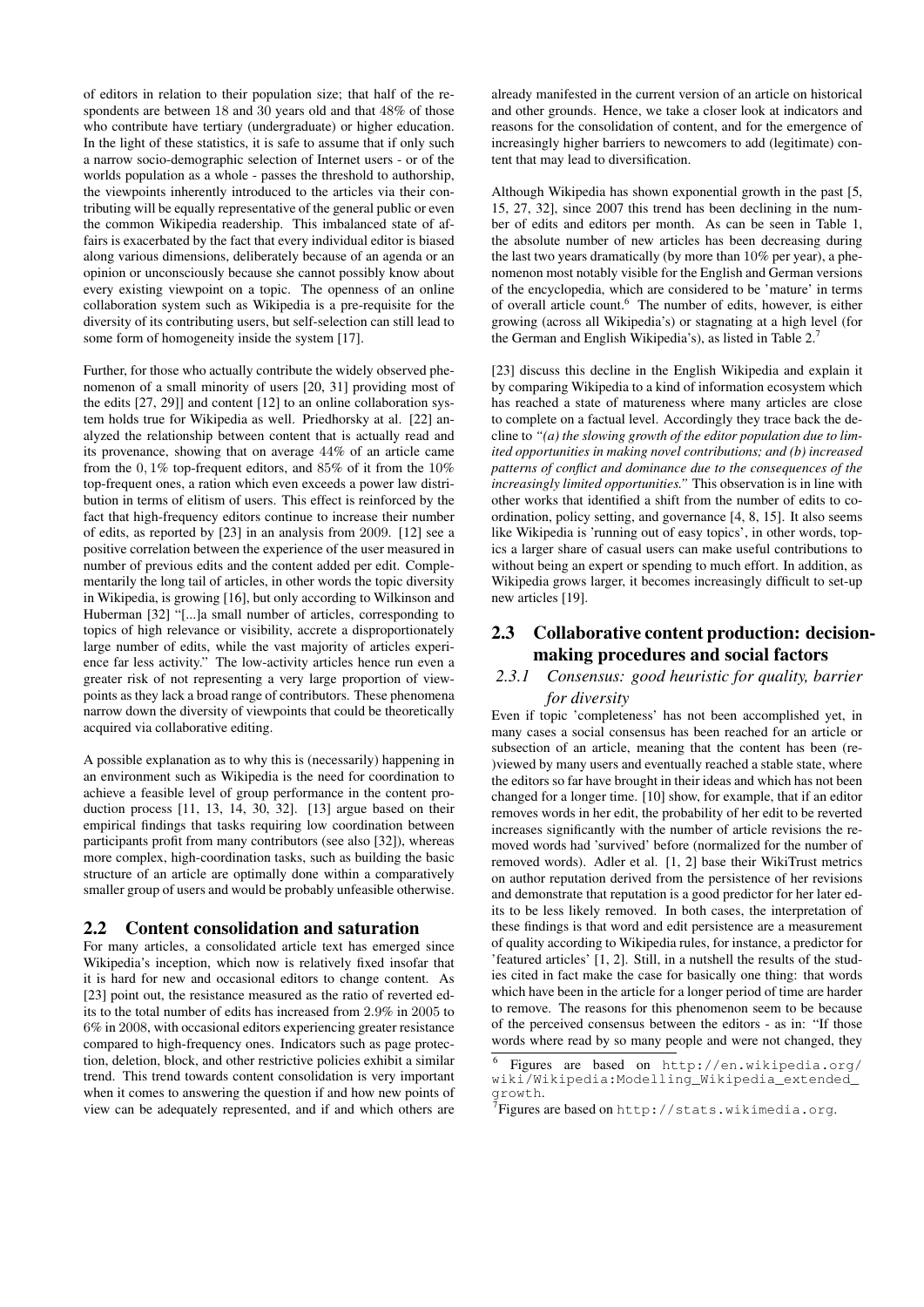of editors in relation to their population size; that half of the respondents are between 18 and 30 years old and that 48% of those who contribute have tertiary (undergraduate) or higher education. In the light of these statistics, it is safe to assume that if only such a narrow socio-demographic selection of Internet users - or of the worlds population as a whole - passes the threshold to authorship, the viewpoints inherently introduced to the articles via their contributing will be equally representative of the general public or even the common Wikipedia readership. This imbalanced state of affairs is exacerbated by the fact that every individual editor is biased along various dimensions, deliberately because of an agenda or an opinion or unconsciously because she cannot possibly know about every existing viewpoint on a topic. The openness of an online collaboration system such as Wikipedia is a pre-requisite for the diversity of its contributing users, but self-selection can still lead to some form of homogeneity inside the system [17].

Further, for those who actually contribute the widely observed phenomenon of a small minority of users [20, 31] providing most of the edits [27, 29]] and content [12] to an online collaboration system holds true for Wikipedia as well. Priedhorsky at al. [22] analyzed the relationship between content that is actually read and its provenance, showing that on average 44% of an article came from the 0,1% top-frequent editors, and 85% of it from the 10% top-frequent ones, a ration which even exceeds a power law distribution in terms of elitism of users. This effect is reinforced by the fact that high-frequency editors continue to increase their number of edits, as reported by [23] in an analysis from 2009. [12] see a positive correlation between the experience of the user measured in number of previous edits and the content added per edit. Complementarily the long tail of articles, in other words the topic diversity in Wikipedia, is growing [16], but only according to Wilkinson and Huberman [32] "[...]a small number of articles, corresponding to topics of high relevance or visibility, accrete a disproportionately large number of edits, while the vast majority of articles experience far less activity." The low-activity articles hence run even a greater risk of not representing a very large proportion of viewpoints as they lack a broad range of contributors. These phenomena narrow down the diversity of viewpoints that could be theoretically acquired via collaborative editing.

A possible explanation as to why this is (necessarily) happening in an environment such as Wikipedia is the need for coordination to achieve a feasible level of group performance in the content production process [11, 13, 14, 30, 32]. [13] argue based on their empirical findings that tasks requiring low coordination between participants profit from many contributors (see also [32]), whereas more complex, high-coordination tasks, such as building the basic structure of an article are optimally done within a comparatively smaller group of users and would be probably unfeasible otherwise.

## 2.2 Content consolidation and saturation

For many articles, a consolidated article text has emerged since Wikipedia's inception, which now is relatively fixed insofar that it is hard for new and occasional editors to change content. As [23] point out, the resistance measured as the ratio of reverted edits to the total number of edits has increased from 2.9% in 2005 to 6% in 2008, with occasional editors experiencing greater resistance compared to high-frequency ones. Indicators such as page protection, deletion, block, and other restrictive policies exhibit a similar trend. This trend towards content consolidation is very important when it comes to answering the question if and how new points of view can be adequately represented, and if and which others are already manifested in the current version of an article on historical and other grounds. Hence, we take a closer look at indicators and reasons for the consolidation of content, and for the emergence of increasingly higher barriers to newcomers to add (legitimate) content that may lead to diversification.

Although Wikipedia has shown exponential growth in the past [5, 15, 27, 32], since 2007 this trend has been declining in the number of edits and editors per month. As can be seen in Table 1, the absolute number of new articles has been decreasing during the last two years dramatically (by more than 10% per year), a phenomenon most notably visible for the English and German versions of the encyclopedia, which are considered to be 'mature' in terms of overall article count.[6] The number of edits, however, is either growing (across all Wikipedia's) or stagnating at a high level (for the German and English Wikipedia's), as listed in Table 2.[7]

[23] discuss this decline in the English Wikipedia and explain it by comparing Wikipedia to a kind of information ecosystem which has reached a state of matureness where many articles are close to complete on a factual level. Accordingly they trace back the decline to *"(a) the slowing growth of the editor population due to limited opportunities in making novel contributions; and (b) increased patterns of conflict and dominance due to the consequences of the increasingly limited opportunities."* This observation is in line with other works that identified a shift from the number of edits to coordination, policy setting, and governance [4, 8, 15]. It also seems like Wikipedia is 'running out of easy topics', in other words, topics a larger share of casual users can make useful contributions to without being an expert or spending to much effort. In addition, as Wikipedia grows larger, it becomes increasingly difficult to set-up new articles [19].

## 2.3 Collaborative content production: decision-making procedures and social factors

### 2.3.1 Consensus: good heuristic for quality, barrier for diversity

Even if topic 'completeness' has not been accomplished yet, in many cases a social consensus has been reached for an article or subsection of an article, meaning that the content has been (re-)viewed by many users and eventually reached a stable state, where the editors so far have brought in their ideas and which has not been changed for a longer time. [10] show, for example, that if an editor removes words in her edit, the probability of her edit to be reverted increases significantly with the number of article revisions the removed words had 'survived' before (normalized for the number of removed words). Adler et al. [1, 2] base their WikiTrust metrics on author reputation derived from the persistence of her revisions and demonstrate that reputation is a good predictor for her later edits to be less likely removed. In both cases, the interpretation of these findings is that word and edit persistence are a measurement of quality according to Wikipedia rules, for instance, a predictor for 'featured articles' [1, 2]. Still, in a nutshell the results of the studies cited in fact make the case for basically one thing: that words which have been in the article for a longer period of time are harder to remove. The reasons for this phenomenon seem to be because of the perceived consensus between the editors - as in: "If those words where read by so many people and were not changed, they

[6] Figures are based on http://en.wikipedia.org/wiki/Wikipedia:Modelling_Wikipedia_extended_growth.

[7] Figures are based on http://stats.wikimedia.org.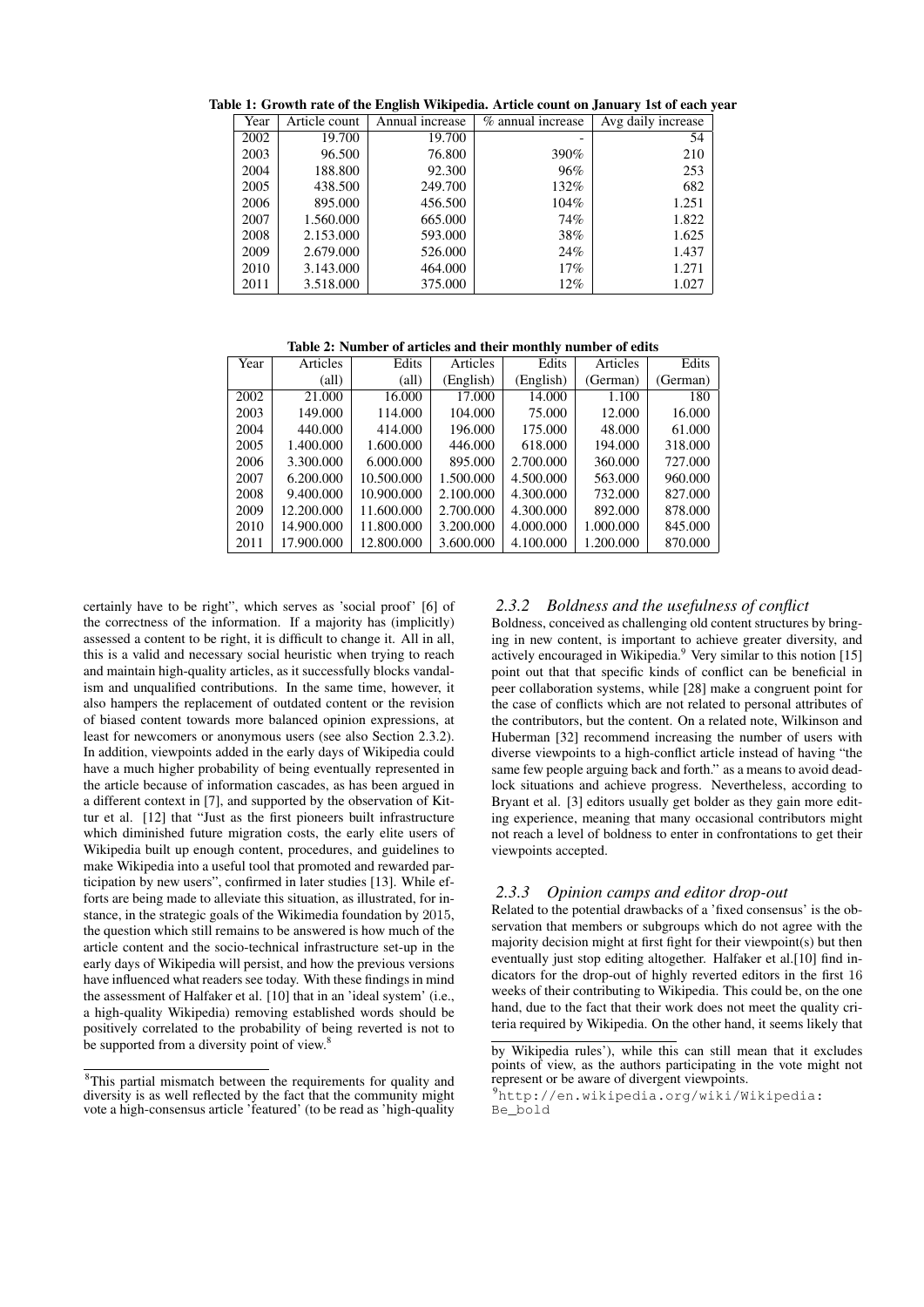Table 1: Growth rate of the English Wikipedia. Article count on January 1st of each year

| Year | Article count | Annual increase | % annual increase | Avg daily increase |
|---|---|---|---|---|
| 2002 | 19.700 | 19.700 | - | 54 |
| 2003 | 96.500 | 76.800 | 390% | 210 |
| 2004 | 188.800 | 92.300 | 96% | 253 |
| 2005 | 438.500 | 249.700 | 132% | 682 |
| 2006 | 895.000 | 456.500 | 104% | 1.251 |
| 2007 | 1.560.000 | 665.000 | 74% | 1.822 |
| 2008 | 2.153.000 | 593.000 | 38% | 1.625 |
| 2009 | 2.679.000 | 526.000 | 24% | 1.437 |
| 2010 | 3.143.000 | 464.000 | 17% | 1.271 |
| 2011 | 3.518.000 | 375.000 | 12% | 1.027 |

Table 2: Number of articles and their monthly number of edits

| Year | Articles (all) | Edits (all) | Articles (English) | Edits (English) | Articles (German) | Edits (German) |
|---|---|---|---|---|---|---|
| 2002 | 21.000 | 16.000 | 17.000 | 14.000 | 1.100 | 180 |
| 2003 | 149.000 | 114.000 | 104.000 | 75.000 | 12.000 | 16.000 |
| 2004 | 440.000 | 414.000 | 196.000 | 175.000 | 48.000 | 61.000 |
| 2005 | 1.400.000 | 1.600.000 | 446.000 | 618.000 | 194.000 | 318.000 |
| 2006 | 3.300.000 | 6.000.000 | 895.000 | 2.700.000 | 360.000 | 727.000 |
| 2007 | 6.200.000 | 10.500.000 | 1.500.000 | 4.500.000 | 563.000 | 960.000 |
| 2008 | 9.400.000 | 10.900.000 | 2.100.000 | 4.300.000 | 732.000 | 827.000 |
| 2009 | 12.200.000 | 11.600.000 | 2.700.000 | 4.300.000 | 892.000 | 878.000 |
| 2010 | 14.900.000 | 11.800.000 | 3.200.000 | 4.000.000 | 1.000.000 | 845.000 |
| 2011 | 17.900.000 | 12.800.000 | 3.600.000 | 4.100.000 | 1.200.000 | 870.000 |

certainly have to be right", which serves as 'social proof' [6] of the correctness of the information. If a majority has (implicitly) assessed a content to be right, it is difficult to change it. All in all, this is a valid and necessary social heuristic when trying to reach and maintain high-quality articles, as it successfully blocks vandalism and unqualified contributions. In the same time, however, it also hampers the replacement of outdated content or the revision of biased content towards more balanced opinion expressions, at least for newcomers or anonymous users (see also Section 2.3.2). In addition, viewpoints added in the early days of Wikipedia could have a much higher probability of being eventually represented in the article because of information cascades, as has been argued in a different context in [7], and supported by the observation of Kittur et al. [12] that "Just as the first pioneers built infrastructure which diminished future migration costs, the early elite users of Wikipedia built up enough content, procedures, and guidelines to make Wikipedia into a useful tool that promoted and rewarded participation by new users", confirmed in later studies [13]. While efforts are being made to alleviate this situation, as illustrated, for instance, in the strategic goals of the Wikimedia foundation by 2015, the question which still remains to be answered is how much of the article content and the socio-technical infrastructure set-up in the early days of Wikipedia will persist, and how the previous versions have influenced what readers see today. With these findings in mind the assessment of Halfaker et al. [10] that in an 'ideal system' (i.e., a high-quality Wikipedia) removing established words should be positively correlated to the probability of being reverted is not to be supported from a diversity point of view.[8]

#### 2.3.2 Boldness and the usefulness of conflict

Boldness, conceived as challenging old content structures by bringing in new content, is important to achieve greater diversity, and actively encouraged in Wikipedia.[9] Very similar to this notion [15] point out that that specific kinds of conflict can be beneficial in peer collaboration systems, while [28] make a congruent point for the case of conflicts which are not related to personal attributes of the contributors, but the content. On a related note, Wilkinson and Huberman [32] recommend increasing the number of users with diverse viewpoints to a high-conflict article instead of having "the same few people arguing back and forth." as a means to avoid deadlock situations and achieve progress. Nevertheless, according to Bryant et al. [3] editors usually get bolder as they gain more editing experience, meaning that many occasional contributors might not reach a level of boldness to enter in confrontations to get their viewpoints accepted.

#### 2.3.3 Opinion camps and editor drop-out

Related to the potential drawbacks of a 'fixed consensus' is the observation that members or subgroups which do not agree with the majority decision might at first fight for their viewpoint(s) but then eventually just stop editing altogether. Halfaker et al.[10] find indicators for the drop-out of highly reverted editors in the first 16 weeks of their contributing to Wikipedia. This could be, on the one hand, due to the fact that their work does not meet the quality criteria required by Wikipedia. On the other hand, it seems likely that

[8]This partial mismatch between the requirements for quality and diversity is as well reflected by the fact that the community might vote a high-consensus article 'featured' (to be read as 'high-quality by Wikipedia rules'), while this can still mean that it excludes points of view, as the authors participating in the vote might not represent or be aware of divergent viewpoints.

[9]http://en.wikipedia.org/wiki/Wikipedia:Be_bold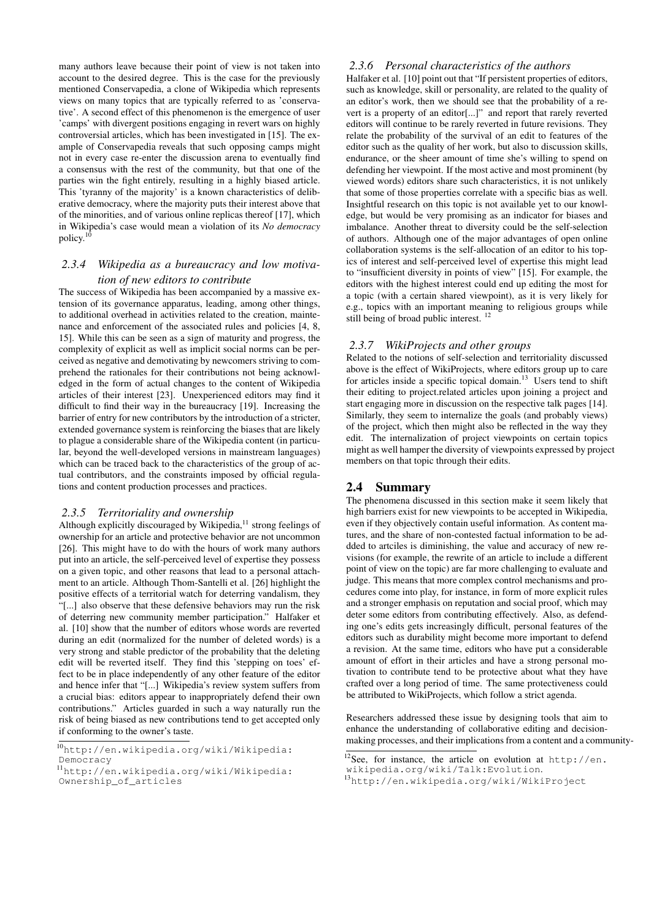many authors leave because their point of view is not taken into account to the desired degree. This is the case for the previously mentioned Conservapedia, a clone of Wikipedia which represents views on many topics that are typically referred to as 'conservative'. A second effect of this phenomenon is the emergence of user 'camps' with divergent positions engaging in revert wars on highly controversial articles, which has been investigated in [15]. The example of Conservapedia reveals that such opposing camps might not in every case re-enter the discussion arena to eventually find a consensus with the rest of the community, but that one of the parties win the fight entirely, resulting in a highly biased article. This 'tyranny of the majority' is a known characteristics of deliberative democracy, where the majority puts their interest above that of the minorities, and of various online replicas thereof [17], which in Wikipedia's case would mean a violation of its *No democracy* policy.[10]

### 2.3.4 Wikipedia as a bureaucracy and low motivation of new editors to contribute

The success of Wikipedia has been accompanied by a massive extension of its governance apparatus, leading, among other things, to additional overhead in activities related to the creation, maintenance and enforcement of the associated rules and policies [4, 8, 15]. While this can be seen as a sign of maturity and progress, the complexity of explicit as well as implicit social norms can be perceived as negative and demotivating by newcomers striving to comprehend the rationales for their contributions not being acknowledged in the form of actual changes to the content of Wikipedia articles of their interest [23]. Unexperienced editors may find it difficult to find their way in the bureaucracy [19]. Increasing the barrier of entry for new contributors by the introduction of a stricter, extended governance system is reinforcing the biases that are likely to plague a considerable share of the Wikipedia content (in particular, beyond the well-developed versions in mainstream languages) which can be traced back to the characteristics of the group of actual contributors, and the constraints imposed by official regulations and content production processes and practices.

### 2.3.5 Territoriality and ownership

Although explicitly discouraged by Wikipedia,[11] strong feelings of ownership for an article and protective behavior are not uncommon [26]. This might have to do with the hours of work many authors put into an article, the self-perceived level of expertise they possess on a given topic, and other reasons that lead to a personal attachment to an article. Although Thom-Santelli et al. [26] highlight the positive effects of a territorial watch for deterring vandalism, they "[...] also observe that these defensive behaviors may run the risk of deterring new community member participation." Halfaker et al. [10] show that the number of editors whose words are reverted during an edit (normalized for the number of deleted words) is a very strong and stable predictor of the probability that the deleting edit will be reverted itself. They find this 'stepping on toes' effect to be in place independently of any other feature of the editor and hence infer that "[...] Wikipedia's review system suffers from a crucial bias: editors appear to inappropriately defend their own contributions." Articles guarded in such a way naturally run the risk of being biased as new contributions tend to get accepted only if conforming to the owner's taste.

### 2.3.6 Personal characteristics of the authors

Halfaker et al. [10] point out that "If persistent properties of editors, such as knowledge, skill or personality, are related to the quality of an editor's work, then we should see that the probability of a revert is a property of an editor[...]" and report that rarely reverted editors will continue to be rarely reverted in future revisions. They relate the probability of the survival of an edit to features of the editor such as the quality of her work, but also to discussion skills, endurance, or the sheer amount of time she's willing to spend on defending her viewpoint. If the most active and most prominent (by viewed words) editors share such characteristics, it is not unlikely that some of those properties correlate with a specific bias as well. Insightful research on this topic is not available yet to our knowledge, but would be very promising as an indicator for biases and imbalance. Another threat to diversity could be the self-selection of authors. Although one of the major advantages of open online collaboration systems is the self-allocation of an editor to his topics of interest and self-perceived level of expertise this might lead to "insufficient diversity in points of view" [15]. For example, the editors with the highest interest could end up editing the most for a topic (with a certain shared viewpoint), as it is very likely for e.g., topics with an important meaning to religious groups while still being of broad public interest. [12]

### 2.3.7 WikiProjects and other groups

Related to the notions of self-selection and territoriality discussed above is the effect of WikiProjects, where editors group up to care for articles inside a specific topical domain.[13] Users tend to shift their editing to project.related articles upon joining a project and start engaging more in discussion on the respective talk pages [14]. Similarly, they seem to internalize the goals (and probably views) of the project, which then might also be reflected in the way they edit. The internalization of project viewpoints on certain topics might as well hamper the diversity of viewpoints expressed by project members on that topic through their edits.

## 2.4 Summary

The phenomena discussed in this section make it seem likely that high barriers exist for new viewpoints to be accepted in Wikipedia, even if they objectively contain useful information. As content matures, and the share of non-contested factual information to be added to artciles is diminishing, the value and accuracy of new revisions (for example, the rewrite of an article to include a different point of view on the topic) are far more challenging to evaluate and judge. This means that more complex control mechanisms and procedures come into play, for instance, in form of more explicit rules and a stronger emphasis on reputation and social proof, which may deter some editors from contributing effectively. Also, as defending one's edits gets increasingly difficult, personal features of the editors such as durability might become more important to defend a revision. At the same time, editors who have put a considerable amount of effort in their articles and have a strong personal motivation to contribute tend to be protective about what they have crafted over a long period of time. The same protectiveness could be attributed to WikiProjects, which follow a strict agenda.

Researchers addressed these issue by designing tools that aim to enhance the understanding of collaborative editing and decision-making processes, and their implications from a content and a community-

[10] http://en.wikipedia.org/wiki/Wikipedia:Democracy

[11] http://en.wikipedia.org/wiki/Wikipedia:Ownership_of_articles

[12] See, for instance, the article on evolution at http://en.wikipedia.org/wiki/Talk:Evolution.

[13] http://en.wikipedia.org/wiki/WikiProject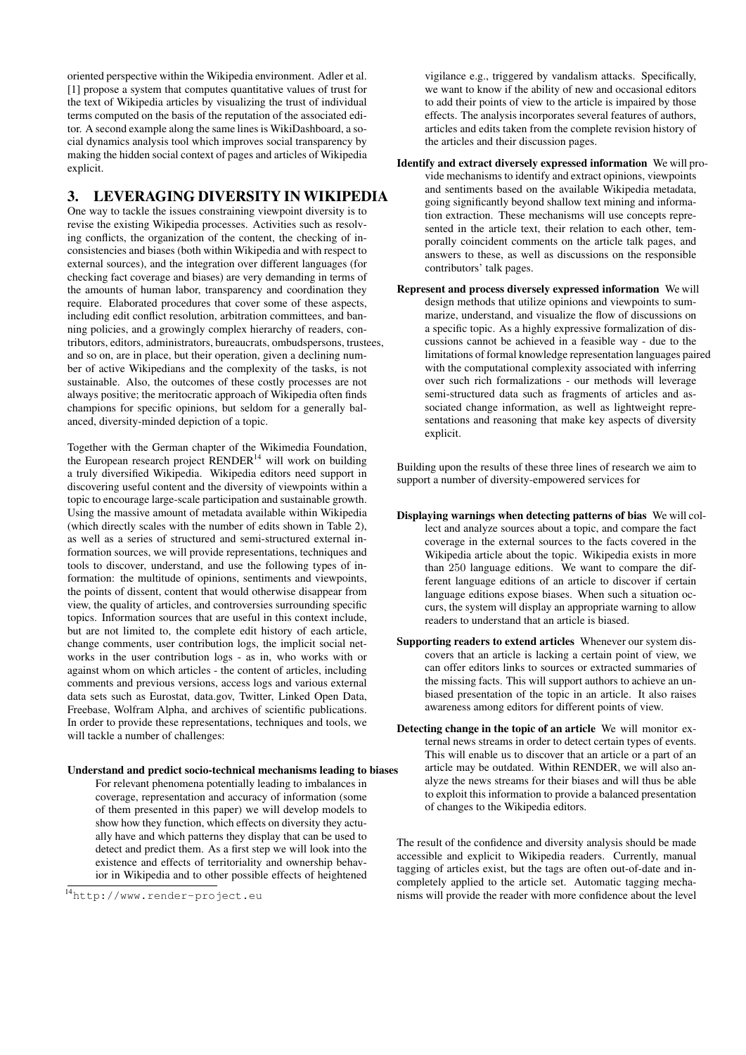oriented perspective within the Wikipedia environment. Adler et al. [1] propose a system that computes quantitative values of trust for the text of Wikipedia articles by visualizing the trust of individual terms computed on the basis of the reputation of the associated editor. A second example along the same lines is WikiDashboard, a social dynamics analysis tool which improves social transparency by making the hidden social context of pages and articles of Wikipedia explicit.

## 3. LEVERAGING DIVERSITY IN WIKIPEDIA

One way to tackle the issues constraining viewpoint diversity is to revise the existing Wikipedia processes. Activities such as resolving conflicts, the organization of the content, the checking of inconsistencies and biases (both within Wikipedia and with respect to external sources), and the integration over different languages (for checking fact coverage and biases) are very demanding in terms of the amounts of human labor, transparency and coordination they require. Elaborated procedures that cover some of these aspects, including edit conflict resolution, arbitration committees, and banning policies, and a growingly complex hierarchy of readers, contributors, editors, administrators, bureaucrats, ombudspersons, trustees, and so on, are in place, but their operation, given a declining number of active Wikipedians and the complexity of the tasks, is not sustainable. Also, the outcomes of these costly processes are not always positive; the meritocratic approach of Wikipedia often finds champions for specific opinions, but seldom for a generally balanced, diversity-minded depiction of a topic.

Together with the German chapter of the Wikimedia Foundation, the European research project RENDER[14] will work on building a truly diversified Wikipedia. Wikipedia editors need support in discovering useful content and the diversity of viewpoints within a topic to encourage large-scale participation and sustainable growth. Using the massive amount of metadata available within Wikipedia (which directly scales with the number of edits shown in Table 2), as well as a series of structured and semi-structured external information sources, we will provide representations, techniques and tools to discover, understand, and use the following types of information: the multitude of opinions, sentiments and viewpoints, the points of dissent, content that would otherwise disappear from view, the quality of articles, and controversies surrounding specific topics. Information sources that are useful in this context include, but are not limited to, the complete edit history of each article, change comments, user contribution logs, the implicit social networks in the user contribution logs - as in, who works with or against whom on which articles - the content of articles, including comments and previous versions, access logs and various external data sets such as Eurostat, data.gov, Twitter, Linked Open Data, Freebase, Wolfram Alpha, and archives of scientific publications. In order to provide these representations, techniques and tools, we will tackle a number of challenges:

**Understand and predict socio-technical mechanisms leading to biases** For relevant phenomena potentially leading to imbalances in coverage, representation and accuracy of information (some of them presented in this paper) we will develop models to show how they function, which effects on diversity they actually have and which patterns they display that can be used to detect and predict them. As a first step we will look into the existence and effects of territoriality and ownership behavior in Wikipedia and to other possible effects of heightened vigilance e.g., triggered by vandalism attacks. Specifically, we want to know if the ability of new and occasional editors to add their points of view to the article is impaired by those effects. The analysis incorporates several features of authors, articles and edits taken from the complete revision history of the articles and their discussion pages.

**Identify and extract diversely expressed information** We will provide mechanisms to identify and extract opinions, viewpoints and sentiments based on the available Wikipedia metadata, going significantly beyond shallow text mining and information extraction. These mechanisms will use concepts represented in the article text, their relation to each other, temporally coincident comments on the article talk pages, and answers to these, as well as discussions on the responsible contributors' talk pages.

**Represent and process diversely expressed information** We will design methods that utilize opinions and viewpoints to summarize, understand, and visualize the flow of discussions on a specific topic. As a highly expressive formalization of discussions cannot be achieved in a feasible way - due to the limitations of formal knowledge representation languages paired with the computational complexity associated with inferring over such rich formalizations - our methods will leverage semi-structured data such as fragments of articles and associated change information, as well as lightweight representations and reasoning that make key aspects of diversity explicit.

Building upon the results of these three lines of research we aim to support a number of diversity-empowered services for

**Displaying warnings when detecting patterns of bias** We will collect and analyze sources about a topic, and compare the fact coverage in the external sources to the facts covered in the Wikipedia article about the topic. Wikipedia exists in more than 250 language editions. We want to compare the different language editions of an article to discover if certain language editions expose biases. When such a situation occurs, the system will display an appropriate warning to allow readers to understand that an article is biased.

**Supporting readers to extend articles** Whenever our system discovers that an article is lacking a certain point of view, we can offer editors links to sources or extracted summaries of the missing facts. This will support authors to achieve an unbiased presentation of the topic in an article. It also raises awareness among editors for different points of view.

**Detecting change in the topic of an article** We will monitor external news streams in order to detect certain types of events. This will enable us to discover that an article or a part of an article may be outdated. Within RENDER, we will also analyze the news streams for their biases and will thus be able to exploit this information to provide a balanced presentation of changes to the Wikipedia editors.

The result of the confidence and diversity analysis should be made accessible and explicit to Wikipedia readers. Currently, manual tagging of articles exist, but the tags are often out-of-date and incompletely applied to the article set. Automatic tagging mechanisms will provide the reader with more confidence about the level

[14] http://www.render-project.eu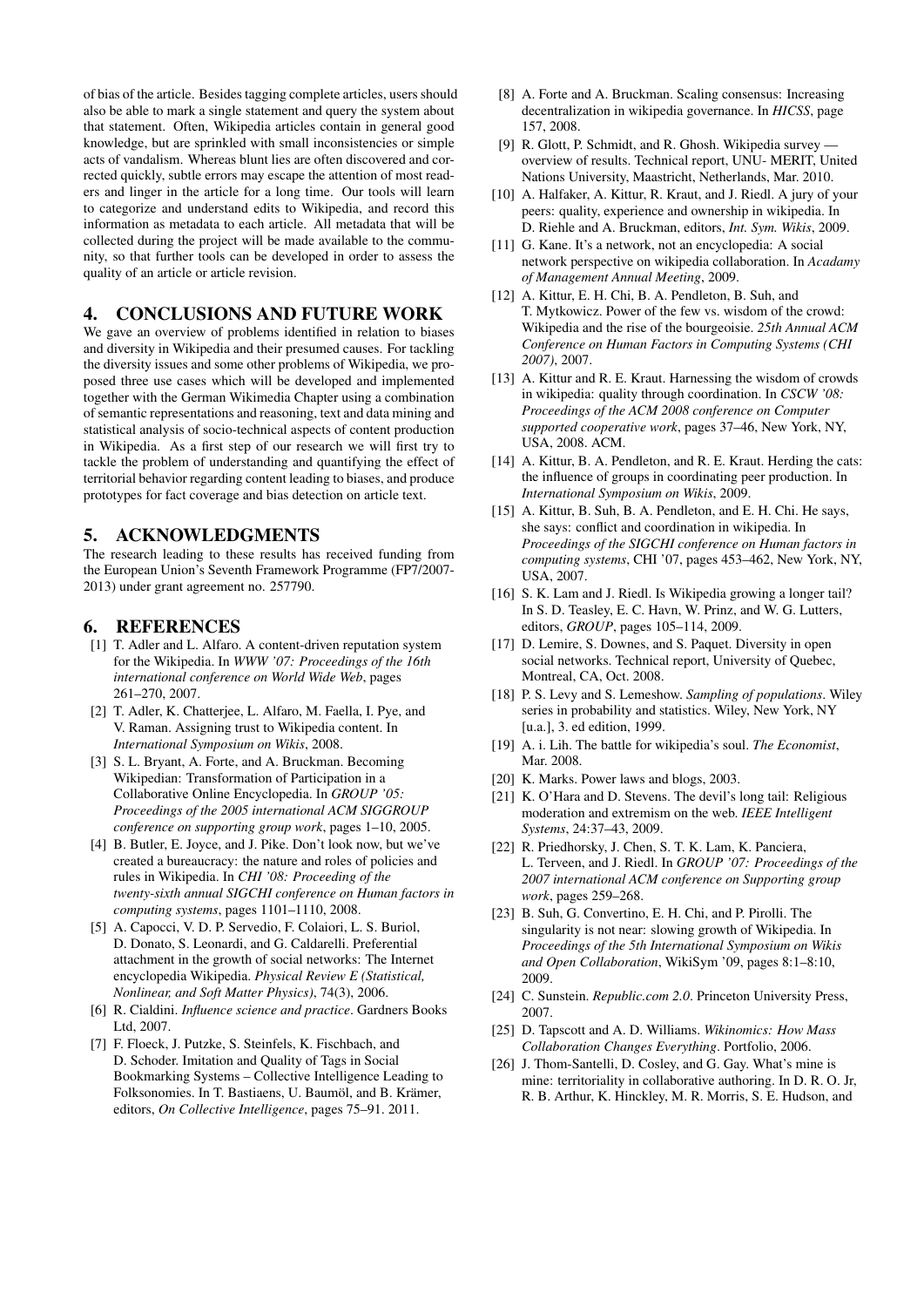of bias of the article. Besides tagging complete articles, users should also be able to mark a single statement and query the system about that statement. Often, Wikipedia articles contain in general good knowledge, but are sprinkled with small inconsistencies or simple acts of vandalism. Whereas blunt lies are often discovered and corrected quickly, subtle errors may escape the attention of most readers and linger in the article for a long time. Our tools will learn to categorize and understand edits to Wikipedia, and record this information as metadata to each article. All metadata that will be collected during the project will be made available to the community, so that further tools can be developed in order to assess the quality of an article or article revision.

## 4. CONCLUSIONS AND FUTURE WORK

We gave an overview of problems identified in relation to biases and diversity in Wikipedia and their presumed causes. For tackling the diversity issues and some other problems of Wikipedia, we proposed three use cases which will be developed and implemented together with the German Wikimedia Chapter using a combination of semantic representations and reasoning, text and data mining and statistical analysis of socio-technical aspects of content production in Wikipedia. As a first step of our research we will first try to tackle the problem of understanding and quantifying the effect of territorial behavior regarding content leading to biases, and produce prototypes for fact coverage and bias detection on article text.

## 5. ACKNOWLEDGMENTS

The research leading to these results has received funding from the European Union's Seventh Framework Programme (FP7/2007-2013) under grant agreement no. 257790.

## 6. REFERENCES

[1] T. Adler and L. Alfaro. A content-driven reputation system for the Wikipedia. In *WWW '07: Proceedings of the 16th international conference on World Wide Web*, pages 261–270, 2007.

[2] T. Adler, K. Chatterjee, L. Alfaro, M. Faella, I. Pye, and V. Raman. Assigning trust to Wikipedia content. In *International Symposium on Wikis*, 2008.

[3] S. L. Bryant, A. Forte, and A. Bruckman. Becoming Wikipedian: Transformation of Participation in a Collaborative Online Encyclopedia. In *GROUP '05: Proceedings of the 2005 international ACM SIGGROUP conference on supporting group work*, pages 1–10, 2005.

[4] B. Butler, E. Joyce, and J. Pike. Don't look now, but we've created a bureaucracy: the nature and roles of policies and rules in Wikipedia. In *CHI '08: Proceeding of the twenty-sixth annual SIGCHI conference on Human factors in computing systems*, pages 1101–1110, 2008.

[5] A. Capocci, V. D. P. Servedio, F. Colaiori, L. S. Buriol, D. Donato, S. Leonardi, and G. Caldarelli. Preferential attachment in the growth of social networks: The Internet encyclopedia Wikipedia. *Physical Review E (Statistical, Nonlinear, and Soft Matter Physics)*, 74(3), 2006.

[6] R. Cialdini. *Influence science and practice*. Gardners Books Ltd, 2007.

[7] F. Floeck, J. Putzke, S. Steinfels, K. Fischbach, and D. Schoder. Imitation and Quality of Tags in Social Bookmarking Systems – Collective Intelligence Leading to Folksonomies. In T. Bastiaens, U. Baumöl, and B. Krämer, editors, *On Collective Intelligence*, pages 75–91. 2011.

[8] A. Forte and A. Bruckman. Scaling consensus: Increasing decentralization in wikipedia governance. In *HICSS*, page 157, 2008.

[9] R. Glott, P. Schmidt, and R. Ghosh. Wikipedia survey — overview of results. Technical report, UNU- MERIT, United Nations University, Maastricht, Netherlands, Mar. 2010.

[10] A. Halfaker, A. Kittur, R. Kraut, and J. Riedl. A jury of your peers: quality, experience and ownership in wikipedia. In D. Riehle and A. Bruckman, editors, *Int. Sym. Wikis*, 2009.

[11] G. Kane. It's a network, not an encyclopedia: A social network perspective on wikipedia collaboration. In *Acadamy of Management Annual Meeting*, 2009.

[12] A. Kittur, E. H. Chi, B. A. Pendleton, B. Suh, and T. Mytkowicz. Power of the few vs. wisdom of the crowd: Wikipedia and the rise of the bourgeoisie. *25th Annual ACM Conference on Human Factors in Computing Systems (CHI 2007)*, 2007.

[13] A. Kittur and R. E. Kraut. Harnessing the wisdom of crowds in wikipedia: quality through coordination. In *CSCW '08: Proceedings of the ACM 2008 conference on Computer supported cooperative work*, pages 37–46, New York, NY, USA, 2008. ACM.

[14] A. Kittur, B. A. Pendleton, and R. E. Kraut. Herding the cats: the influence of groups in coordinating peer production. In *International Symposium on Wikis*, 2009.

[15] A. Kittur, B. Suh, B. A. Pendleton, and E. H. Chi. He says, she says: conflict and coordination in wikipedia. In *Proceedings of the SIGCHI conference on Human factors in computing systems*, CHI '07, pages 453–462, New York, NY, USA, 2007.

[16] S. K. Lam and J. Riedl. Is Wikipedia growing a longer tail? In S. D. Teasley, E. C. Havn, W. Prinz, and W. G. Lutters, editors, *GROUP*, pages 105–114, 2009.

[17] D. Lemire, S. Downes, and S. Paquet. Diversity in open social networks. Technical report, University of Quebec, Montreal, CA, Oct. 2008.

[18] P. S. Levy and S. Lemeshow. *Sampling of populations*. Wiley series in probability and statistics. Wiley, New York, NY [u.a.], 3. ed edition, 1999.

[19] A. i. Lih. The battle for wikipedia's soul. *The Economist*, Mar. 2008.

[20] K. Marks. Power laws and blogs, 2003.

[21] K. O'Hara and D. Stevens. The devil's long tail: Religious moderation and extremism on the web. *IEEE Intelligent Systems*, 24:37–43, 2009.

[22] R. Priedhorsky, J. Chen, S. T. K. Lam, K. Panciera, L. Terveen, and J. Riedl. In *GROUP '07: Proceedings of the 2007 international ACM conference on Supporting group work*, pages 259–268.

[23] B. Suh, G. Convertino, E. H. Chi, and P. Pirolli. The singularity is not near: slowing growth of Wikipedia. In *Proceedings of the 5th International Symposium on Wikis and Open Collaboration*, WikiSym '09, pages 8:1–8:10, 2009.

[24] C. Sunstein. *Republic.com 2.0*. Princeton University Press, 2007.

[25] D. Tapscott and A. D. Williams. *Wikinomics: How Mass Collaboration Changes Everything*. Portfolio, 2006.

[26] J. Thom-Santelli, D. Cosley, and G. Gay. What's mine is mine: territoriality in collaborative authoring. In D. R. O. Jr, R. B. Arthur, K. Hinckley, M. R. Morris, S. E. Hudson, and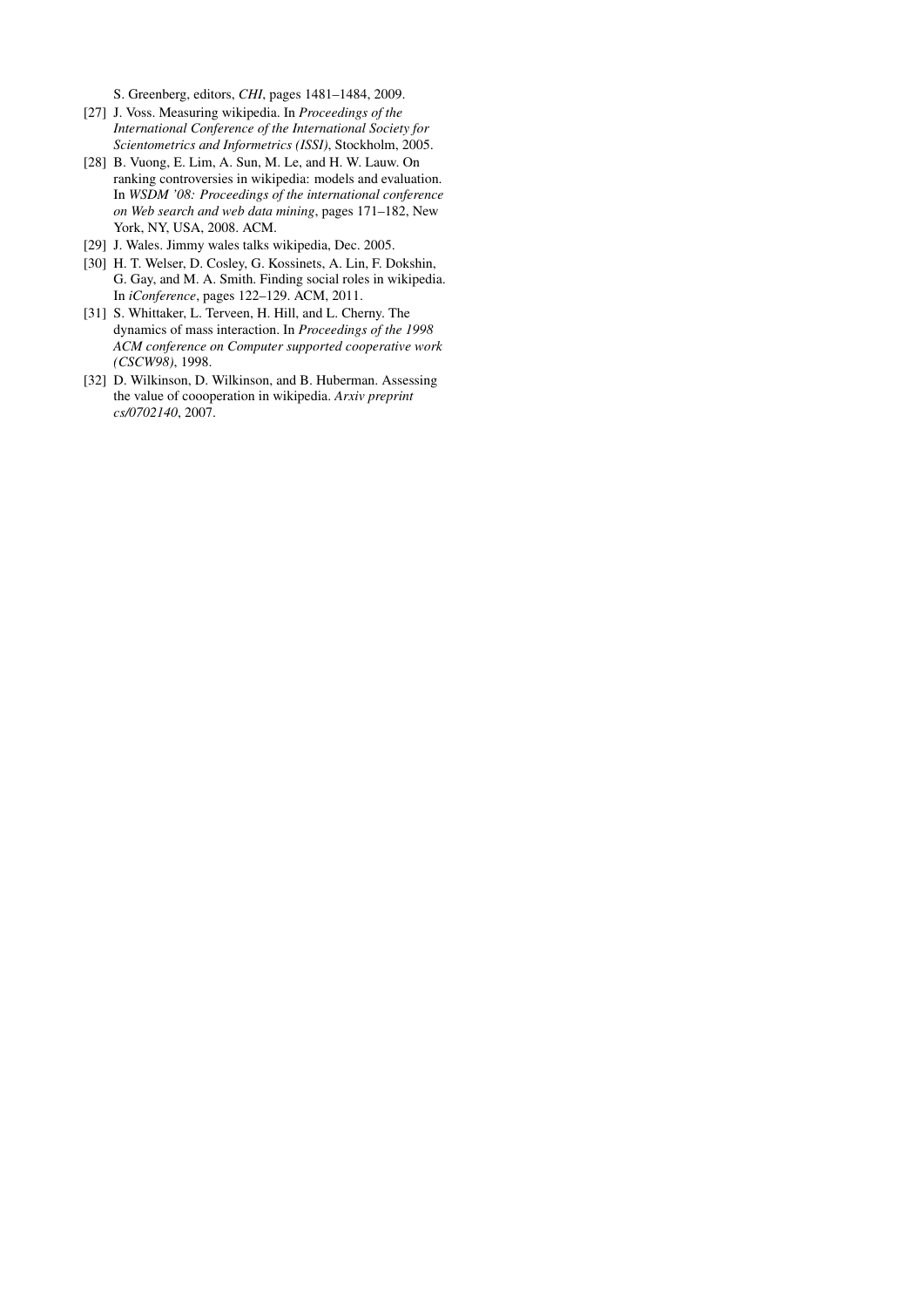S. Greenberg, editors, *CHI*, pages 1481–1484, 2009.

[27] J. Voss. Measuring wikipedia. In *Proceedings of the International Conference of the International Society for Scientometrics and Informetrics (ISSI)*, Stockholm, 2005.

[28] B. Vuong, E. Lim, A. Sun, M. Le, and H. W. Lauw. On ranking controversies in wikipedia: models and evaluation. In *WSDM '08: Proceedings of the international conference on Web search and web data mining*, pages 171–182, New York, NY, USA, 2008. ACM.

[29] J. Wales. Jimmy wales talks wikipedia, Dec. 2005.

[30] H. T. Welser, D. Cosley, G. Kossinets, A. Lin, F. Dokshin, G. Gay, and M. A. Smith. Finding social roles in wikipedia. In *iConference*, pages 122–129. ACM, 2011.

[31] S. Whittaker, L. Terveen, H. Hill, and L. Cherny. The dynamics of mass interaction. In *Proceedings of the 1998 ACM conference on Computer supported cooperative work (CSCW98)*, 1998.

[32] D. Wilkinson, D. Wilkinson, and B. Huberman. Assessing the value of coooperation in wikipedia. *Arxiv preprint cs/0702140*, 2007.